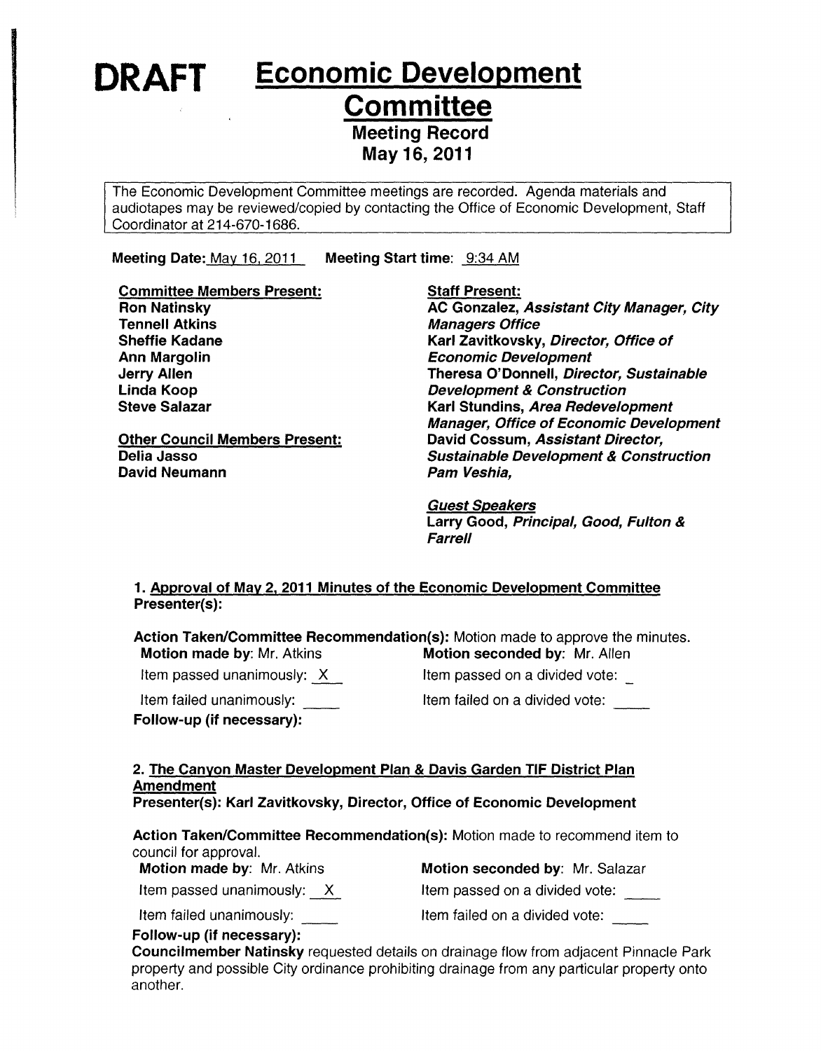# DRAFT Economic Development Committee

## Meeting Record
## May 16, 2011

The Economic Development Committee meetings are recorded. Agenda materials and audiotapes may be reviewed/copied by contacting the Office of Economic Development, Staff Coordinator at 214-670-1686.

**Meeting Date:** May 16, 2011 **Meeting Start time:** 9:34 AM

**Committee Members Present:**
**Ron Natinsky**
**Tennell Atkins**
**Sheffie Kadane**
**Ann Margolin**
**Jerry Allen**
**Linda Koop**
**Steve Salazar**

**Other Council Members Present:**
**Delia Jasso**
**David Neumann**

**Staff Present:**
**AC Gonzalez,** ***Assistant City Manager, City Managers Office***
**Karl Zavitkovsky,** ***Director, Office of Economic Development***
**Theresa O'Donnell,** ***Director, Sustainable Development & Construction***
**Karl Stundins,** ***Area Redevelopment Manager, Office of Economic Development***
**David Cossum,** ***Assistant Director, Sustainable Development & Construction***
***Pam Veshia,***

***Guest Speakers***
**Larry Good,** ***Principal, Good, Fulton & Farrell***

### 1. Approval of May 2, 2011 Minutes of the Economic Development Committee
**Presenter(s):**

**Action Taken/Committee Recommendation(s):** Motion made to approve the minutes.

**Motion made by:** Mr. Atkins **Motion seconded by:** Mr. Allen

Item passed unanimously: X Item passed on a divided vote: \_

Item failed unanimously: \_\_\_\_ Item failed on a divided vote: \_\_\_\_

**Follow-up (if necessary):**

### 2. The Canyon Master Development Plan & Davis Garden TIF District Plan Amendment
**Presenter(s): Karl Zavitkovsky, Director, Office of Economic Development**

**Action Taken/Committee Recommendation(s):** Motion made to recommend item to council for approval.

**Motion made by:** Mr. Atkins **Motion seconded by:** Mr. Salazar

Item passed unanimously: X Item passed on a divided vote: \_\_\_\_

Item failed unanimously: \_\_\_\_ Item failed on a divided vote: \_\_\_\_

**Follow-up (if necessary):**
**Councilmember Natinsky** requested details on drainage flow from adjacent Pinnacle Park property and possible City ordinance prohibiting drainage from any particular property onto another.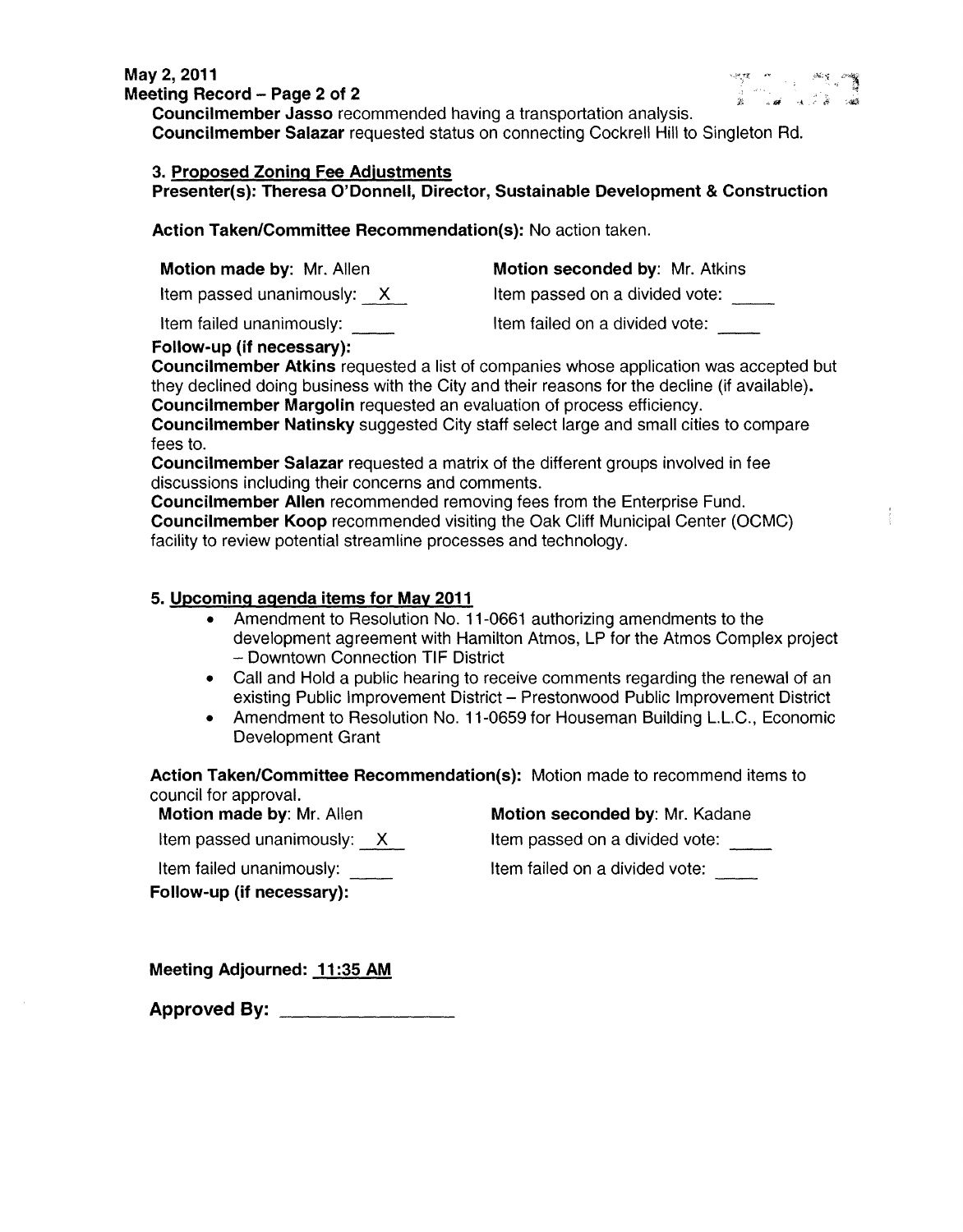**May 2, 2011**
**Meeting Record – Page 2 of 2**

**Councilmember Jasso** recommended having a transportation analysis.
**Councilmember Salazar** requested status on connecting Cockrell Hill to Singleton Rd.

### 3. Proposed Zoning Fee Adjustments

**Presenter(s): Theresa O'Donnell, Director, Sustainable Development & Construction**

**Action Taken/Committee Recommendation(s):** No action taken.

| | |
|---|---|
| **Motion made by**: Mr. Allen | **Motion seconded by**: Mr. Atkins |
| Item passed unanimously: X | Item passed on a divided vote: ____ |
| Item failed unanimously: ____ | Item failed on a divided vote: ____ |

**Follow-up (if necessary):**
**Councilmember Atkins** requested a list of companies whose application was accepted but they declined doing business with the City and their reasons for the decline (if available).
**Councilmember Margolin** requested an evaluation of process efficiency.
**Councilmember Natinsky** suggested City staff select large and small cities to compare fees to.
**Councilmember Salazar** requested a matrix of the different groups involved in fee discussions including their concerns and comments.
**Councilmember Allen** recommended removing fees from the Enterprise Fund.
**Councilmember Koop** recommended visiting the Oak Cliff Municipal Center (OCMC) facility to review potential streamline processes and technology.

### 5. Upcoming agenda items for May 2011

- Amendment to Resolution No. 11-0661 authorizing amendments to the development agreement with Hamilton Atmos, LP for the Atmos Complex project – Downtown Connection TIF District
- Call and Hold a public hearing to receive comments regarding the renewal of an existing Public Improvement District – Prestonwood Public Improvement District
- Amendment to Resolution No. 11-0659 for Houseman Building L.L.C., Economic Development Grant

**Action Taken/Committee Recommendation(s):** Motion made to recommend items to council for approval.

| | |
|---|---|
| **Motion made by**: Mr. Allen | **Motion seconded by**: Mr. Kadane |
| Item passed unanimously: X | Item passed on a divided vote: ____ |
| Item failed unanimously: ____ | Item failed on a divided vote: ____ |

**Follow-up (if necessary):**

**Meeting Adjourned: 11:35 AM**

**Approved By:** ________________